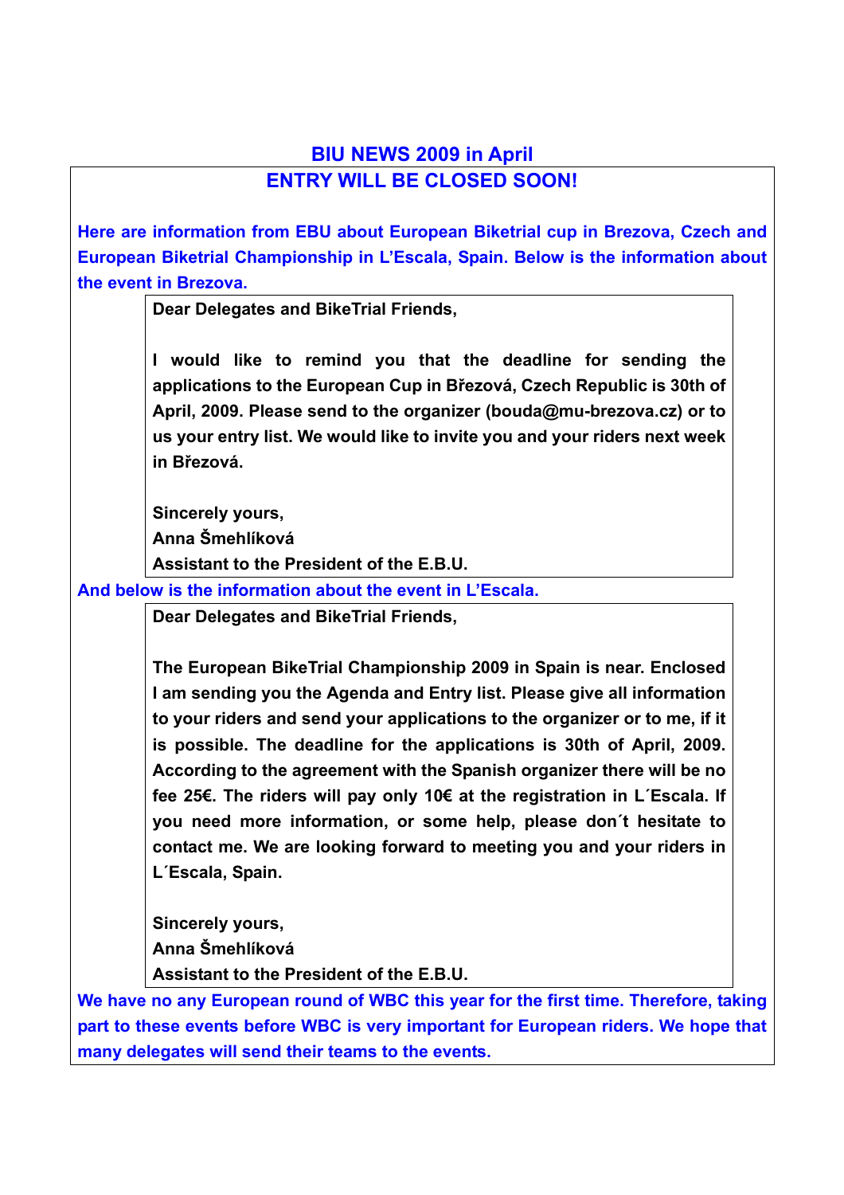# BIU NEWS 2009 in April

## ENTRY WILL BE CLOSED SOON!

**Here are information from EBU about European Biketrial cup in Brezova, Czech and European Biketrial Championship in L'Escala, Spain. Below is the information about the event in Brezova.**

> **Dear Delegates and BikeTrial Friends,**
>
> **I would like to remind you that the deadline for sending the applications to the European Cup in Březová, Czech Republic is 30th of April, 2009. Please send to the organizer (bouda@mu-brezova.cz) or to us your entry list. We would like to invite you and your riders next week in Březová.**
>
> **Sincerely yours,**
> **Anna Šmehlíková**
> **Assistant to the President of the E.B.U.**

**And below is the information about the event in L'Escala.**

> **Dear Delegates and BikeTrial Friends,**
>
> **The European BikeTrial Championship 2009 in Spain is near. Enclosed I am sending you the Agenda and Entry list. Please give all information to your riders and send your applications to the organizer or to me, if it is possible. The deadline for the applications is 30th of April, 2009. According to the agreement with the Spanish organizer there will be no fee 25€. The riders will pay only 10€ at the registration in L´Escala. If you need more information, or some help, please don´t hesitate to contact me. We are looking forward to meeting you and your riders in L´Escala, Spain.**
>
> **Sincerely yours,**
> **Anna Šmehlíková**
> **Assistant to the President of the E.B.U.**

**We have no any European round of WBC this year for the first time. Therefore, taking part to these events before WBC is very important for European riders. We hope that many delegates will send their teams to the events.**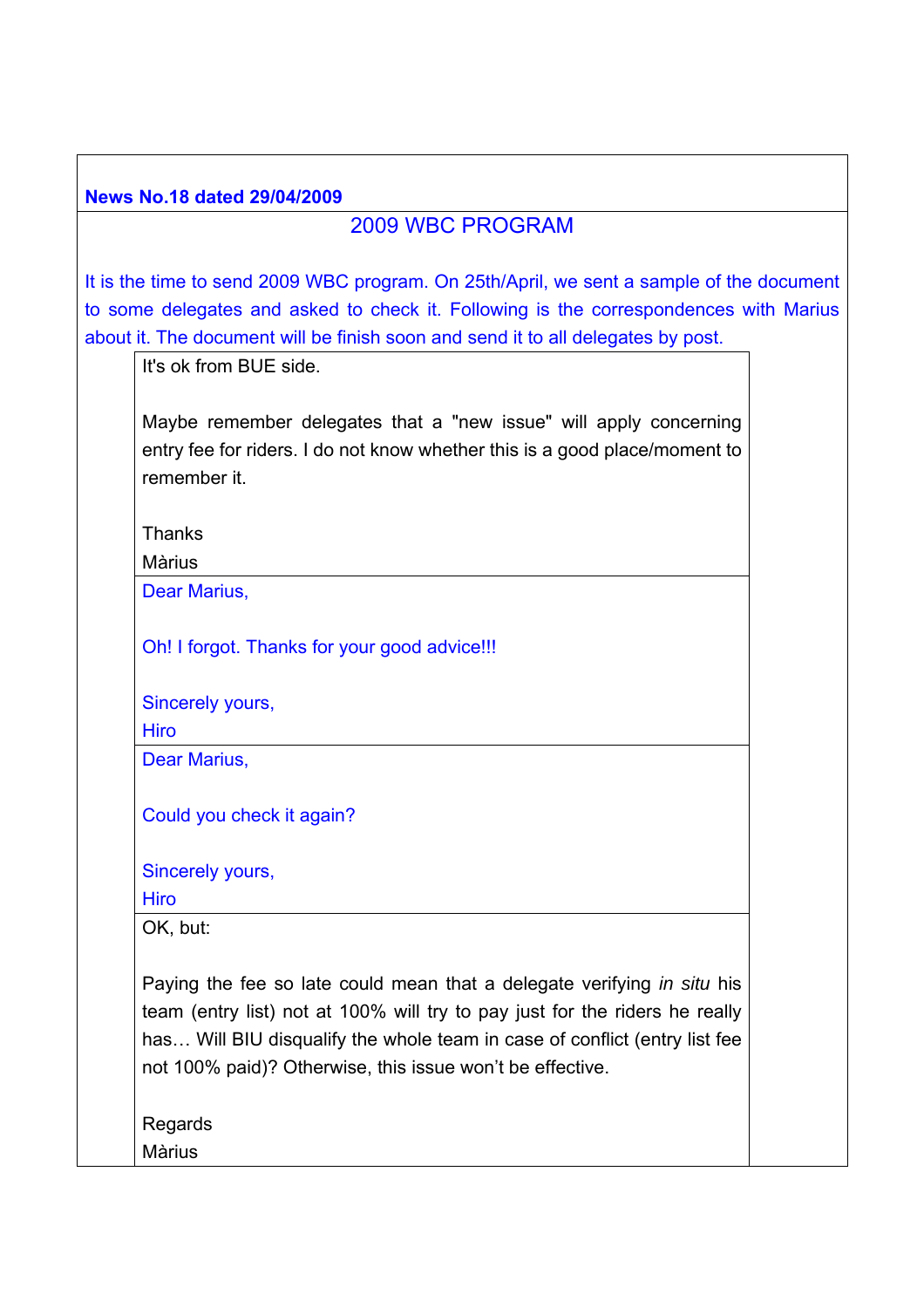**News No.18 dated 29/04/2009**

## 2009 WBC PROGRAM

It is the time to send 2009 WBC program. On 25th/April, we sent a sample of the document to some delegates and asked to check it. Following is the correspondences with Marius about it. The document will be finish soon and send it to all delegates by post.

> It's ok from BUE side.
>
> Maybe remember delegates that a "new issue" will apply concerning entry fee for riders. I do not know whether this is a good place/moment to remember it.
>
> Thanks
> Màrius

> Dear Marius,
>
> Oh! I forgot. Thanks for your good advice!!!
>
> Sincerely yours,
> Hiro

> Dear Marius,
>
> Could you check it again?
>
> Sincerely yours,
> Hiro

> OK, but:
>
> Paying the fee so late could mean that a delegate verifying *in situ* his team (entry list) not at 100% will try to pay just for the riders he really has… Will BIU disqualify the whole team in case of conflict (entry list fee not 100% paid)? Otherwise, this issue won't be effective.
>
> Regards
> Màrius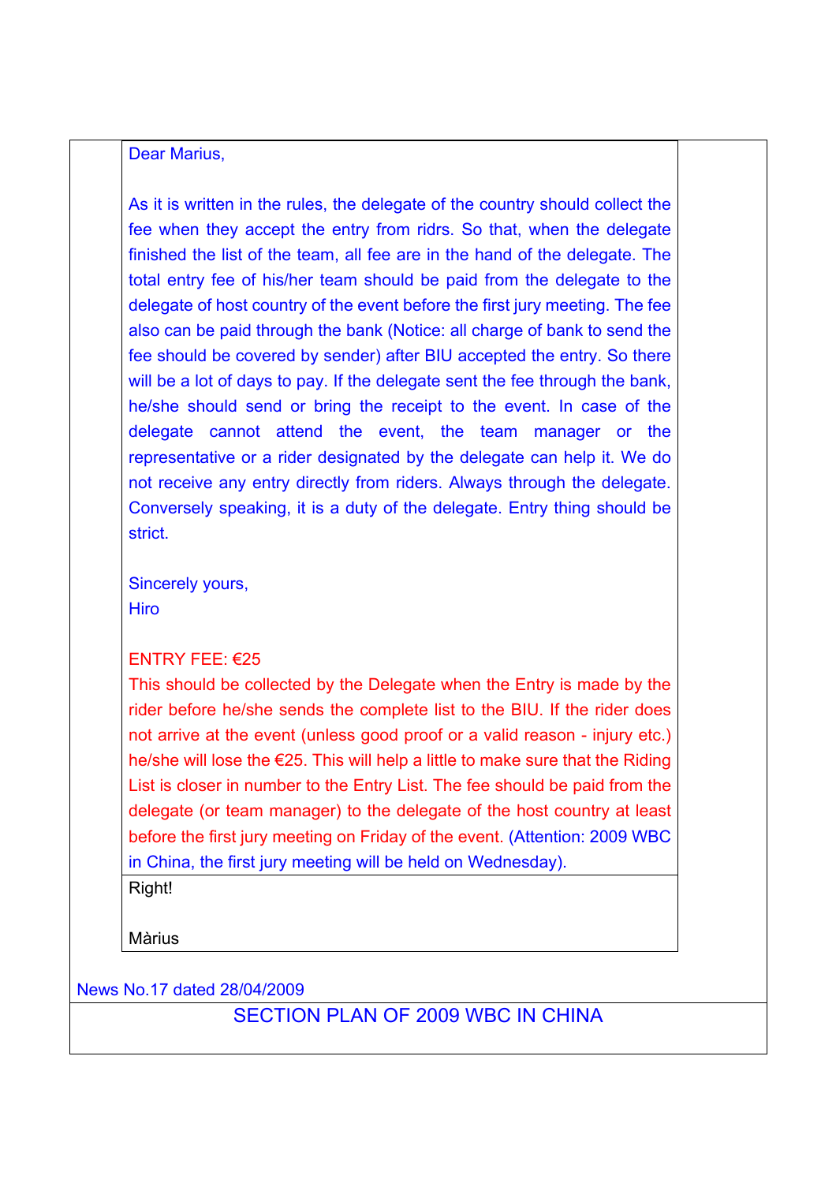Dear Marius,

As it is written in the rules, the delegate of the country should collect the fee when they accept the entry from ridrs. So that, when the delegate finished the list of the team, all fee are in the hand of the delegate. The total entry fee of his/her team should be paid from the delegate to the delegate of host country of the event before the first jury meeting. The fee also can be paid through the bank (Notice: all charge of bank to send the fee should be covered by sender) after BIU accepted the entry. So there will be a lot of days to pay. If the delegate sent the fee through the bank, he/she should send or bring the receipt to the event. In case of the delegate cannot attend the event, the team manager or the representative or a rider designated by the delegate can help it. We do not receive any entry directly from riders. Always through the delegate. Conversely speaking, it is a duty of the delegate. Entry thing should be strict.

Sincerely yours,
Hiro

ENTRY FEE: €25
This should be collected by the Delegate when the Entry is made by the rider before he/she sends the complete list to the BIU. If the rider does not arrive at the event (unless good proof or a valid reason - injury etc.) he/she will lose the €25. This will help a little to make sure that the Riding List is closer in number to the Entry List. The fee should be paid from the delegate (or team manager) to the delegate of the host country at least before the first jury meeting on Friday of the event. (Attention: 2009 WBC in China, the first jury meeting will be held on Wednesday).

Right!

Màrius

News No.17 dated 28/04/2009

## SECTION PLAN OF 2009 WBC IN CHINA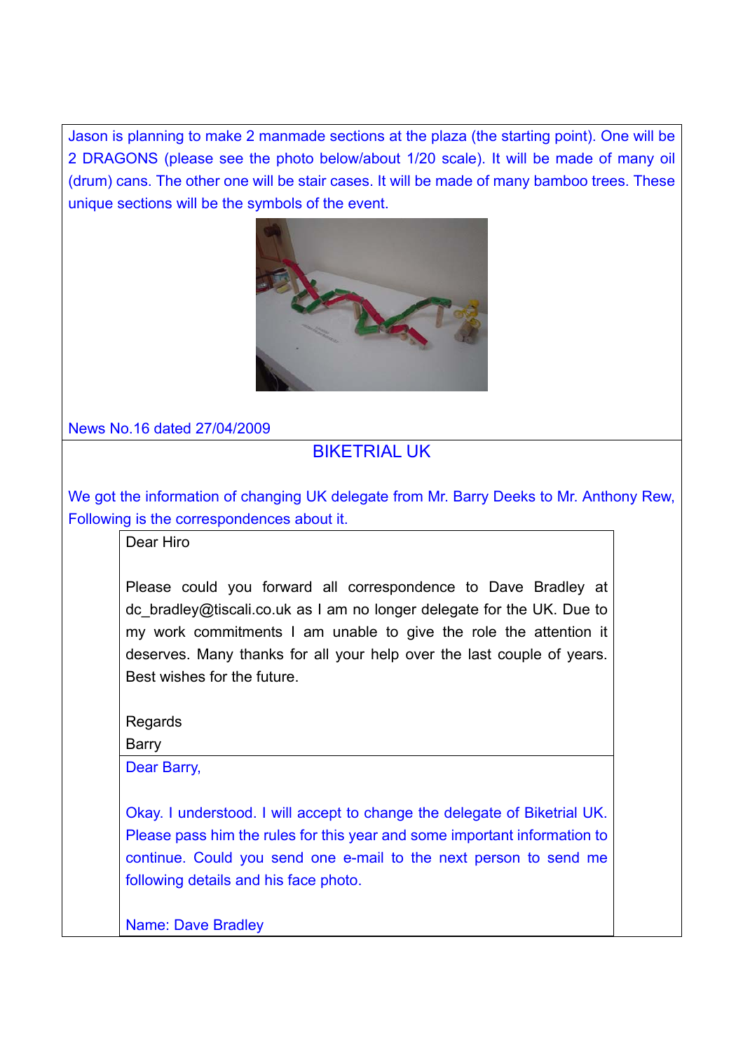Jason is planning to make 2 manmade sections at the plaza (the starting point). One will be 2 DRAGONS (please see the photo below/about 1/20 scale). It will be made of many oil (drum) cans. The other one will be stair cases. It will be made of many bamboo trees. These unique sections will be the symbols of the event.

News No.16 dated 27/04/2009

## BIKETRIAL UK

We got the information of changing UK delegate from Mr. Barry Deeks to Mr. Anthony Rew, Following is the correspondences about it.

> Dear Hiro
>
> Please could you forward all correspondence to Dave Bradley at dc_bradley@tiscali.co.uk as I am no longer delegate for the UK. Due to my work commitments I am unable to give the role the attention it deserves. Many thanks for all your help over the last couple of years. Best wishes for the future.
>
> Regards
> Barry

> Dear Barry,
>
> Okay. I understood. I will accept to change the delegate of Biketrial UK. Please pass him the rules for this year and some important information to continue. Could you send one e-mail to the next person to send me following details and his face photo.
>
> Name: Dave Bradley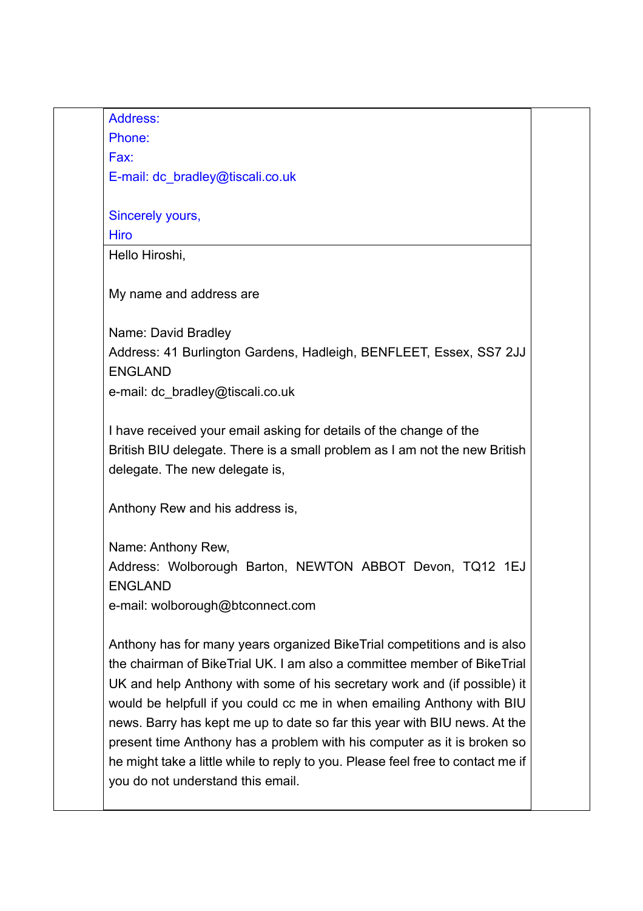Address:

Phone:

Fax:

E-mail: dc_bradley@tiscali.co.uk

Sincerely yours,

Hiro

---

Hello Hiroshi,

My name and address are

Name: David Bradley

Address: 41 Burlington Gardens, Hadleigh, BENFLEET, Essex, SS7 2JJ ENGLAND

e-mail: dc_bradley@tiscali.co.uk

I have received your email asking for details of the change of the British BIU delegate. There is a small problem as I am not the new British delegate. The new delegate is,

Anthony Rew and his address is,

Name: Anthony Rew,

Address: Wolborough Barton, NEWTON ABBOT Devon, TQ12 1EJ ENGLAND

e-mail: wolborough@btconnect.com

Anthony has for many years organized BikeTrial competitions and is also the chairman of BikeTrial UK. I am also a committee member of BikeTrial UK and help Anthony with some of his secretary work and (if possible) it would be helpfull if you could cc me in when emailing Anthony with BIU news. Barry has kept me up to date so far this year with BIU news. At the present time Anthony has a problem with his computer as it is broken so he might take a little while to reply to you. Please feel free to contact me if you do not understand this email.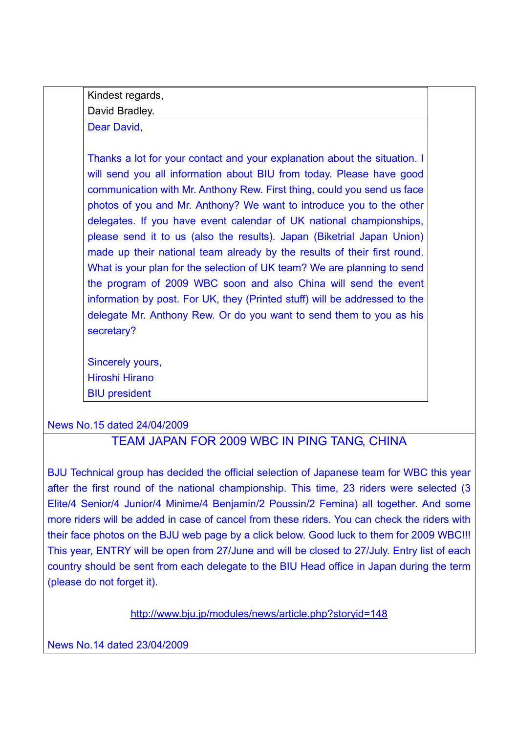Kindest regards,
David Bradley.

Dear David,

Thanks a lot for your contact and your explanation about the situation. I will send you all information about BIU from today. Please have good communication with Mr. Anthony Rew. First thing, could you send us face photos of you and Mr. Anthony? We want to introduce you to the other delegates. If you have event calendar of UK national championships, please send it to us (also the results). Japan (Biketrial Japan Union) made up their national team already by the results of their first round. What is your plan for the selection of UK team? We are planning to send the program of 2009 WBC soon and also China will send the event information by post. For UK, they (Printed stuff) will be addressed to the delegate Mr. Anthony Rew. Or do you want to send them to you as his secretary?

Sincerely yours,
Hiroshi Hirano
BIU president

News No.15 dated 24/04/2009

## TEAM JAPAN FOR 2009 WBC IN PING TANG, CHINA

BJU Technical group has decided the official selection of Japanese team for WBC this year after the first round of the national championship. This time, 23 riders were selected (3 Elite/4 Senior/4 Junior/4 Minime/4 Benjamin/2 Poussin/2 Femina) all together. And some more riders will be added in case of cancel from these riders. You can check the riders with their face photos on the BJU web page by a click below. Good luck to them for 2009 WBC!!! This year, ENTRY will be open from 27/June and will be closed to 27/July. Entry list of each country should be sent from each delegate to the BIU Head office in Japan during the term (please do not forget it).

http://www.bju.jp/modules/news/article.php?storyid=148

News No.14 dated 23/04/2009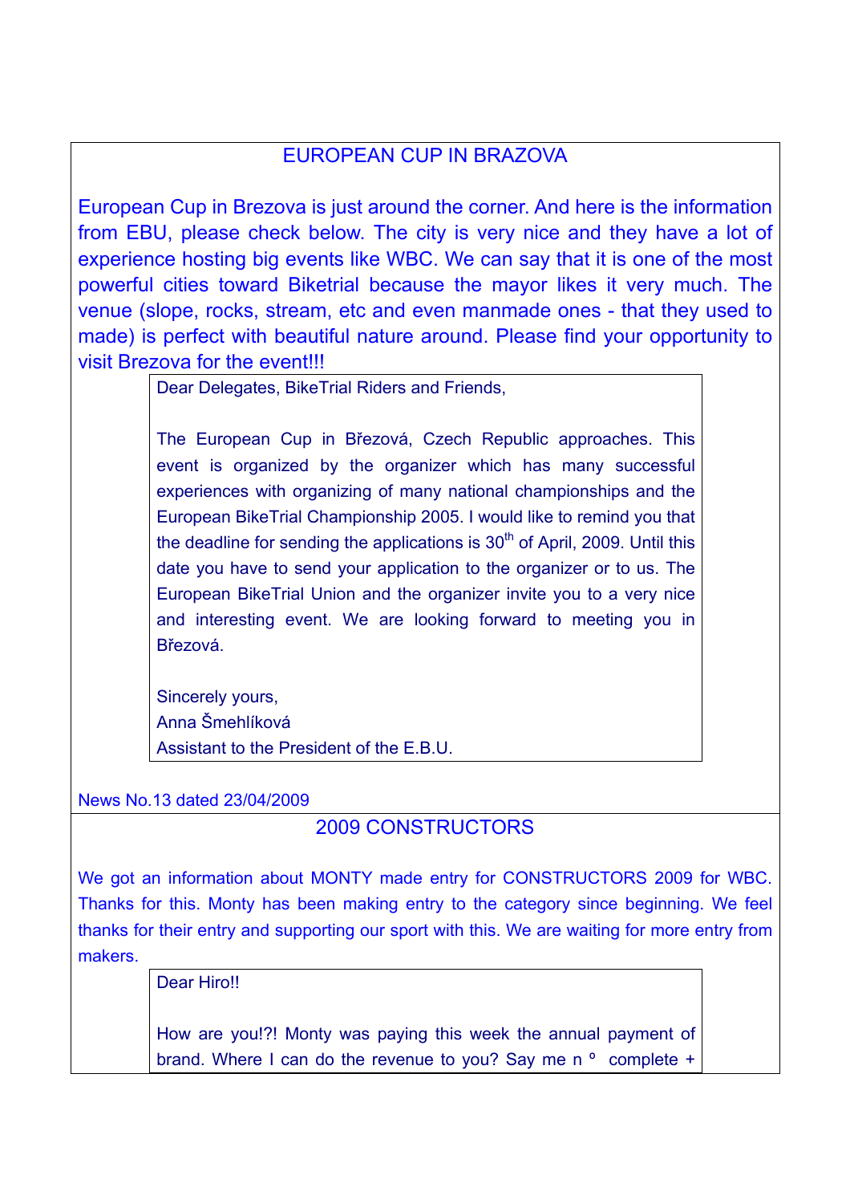## EUROPEAN CUP IN BRAZOVA

European Cup in Brezova is just around the corner. And here is the information from EBU, please check below. The city is very nice and they have a lot of experience hosting big events like WBC. We can say that it is one of the most powerful cities toward Biketrial because the mayor likes it very much. The venue (slope, rocks, stream, etc and even manmade ones - that they used to made) is perfect with beautiful nature around. Please find your opportunity to visit Brezova for the event!!!

> Dear Delegates, BikeTrial Riders and Friends,
>
> The European Cup in Březová, Czech Republic approaches. This event is organized by the organizer which has many successful experiences with organizing of many national championships and the European BikeTrial Championship 2005. I would like to remind you that the deadline for sending the applications is 30th of April, 2009. Until this date you have to send your application to the organizer or to us. The European BikeTrial Union and the organizer invite you to a very nice and interesting event. We are looking forward to meeting you in Březová.
>
> Sincerely yours,
> Anna Šmehlíková
> Assistant to the President of the E.B.U.

News No.13 dated 23/04/2009

## 2009 CONSTRUCTORS

We got an information about MONTY made entry for CONSTRUCTORS 2009 for WBC. Thanks for this. Monty has been making entry to the category since beginning. We feel thanks for their entry and supporting our sport with this. We are waiting for more entry from makers.

> Dear Hiro!!
>
> How are you!?! Monty was paying this week the annual payment of brand. Where I can do the revenue to you? Say me n º complete +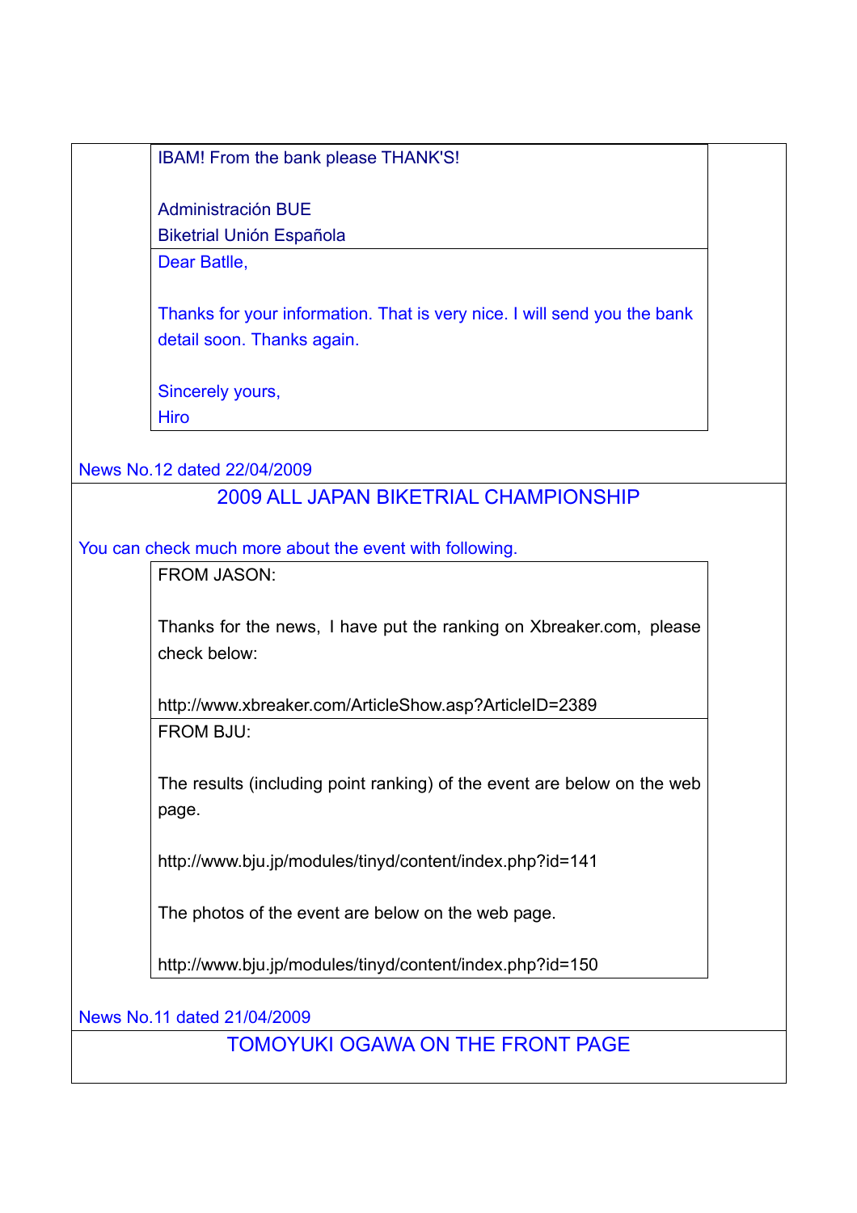IBAM! From the bank please THANK'S!

Administración BUE
Biketrial Unión Española

Dear Batlle,

Thanks for your information. That is very nice. I will send you the bank detail soon. Thanks again.

Sincerely yours,
Hiro

News No.12 dated 22/04/2009

## 2009 ALL JAPAN BIKETRIAL CHAMPIONSHIP

You can check much more about the event with following.

FROM JASON:

Thanks for the news, I have put the ranking on Xbreaker.com, please check below:

http://www.xbreaker.com/ArticleShow.asp?ArticleID=2389

FROM BJU:

The results (including point ranking) of the event are below on the web page.

http://www.bju.jp/modules/tinyd/content/index.php?id=141

The photos of the event are below on the web page.

http://www.bju.jp/modules/tinyd/content/index.php?id=150

News No.11 dated 21/04/2009

## TOMOYUKI OGAWA ON THE FRONT PAGE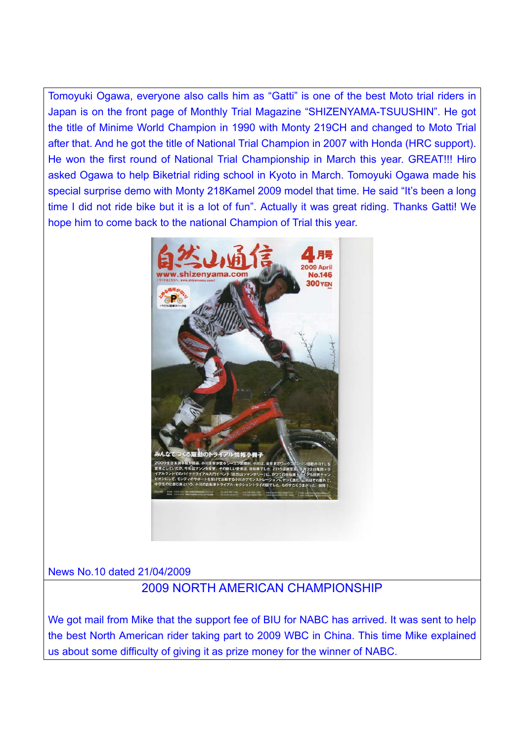Tomoyuki Ogawa, everyone also calls him as "Gatti" is one of the best Moto trial riders in Japan is on the front page of Monthly Trial Magazine "SHIZENYAMA-TSUUSHIN". He got the title of Minime World Champion in 1990 with Monty 219CH and changed to Moto Trial after that. And he got the title of National Trial Champion in 2007 with Honda (HRC support). He won the first round of National Trial Championship in March this year. GREAT!!! Hiro asked Ogawa to help Biketrial riding school in Kyoto in March. Tomoyuki Ogawa made his special surprise demo with Monty 218Kamel 2009 model that time. He said "It's been a long time I did not ride bike but it is a lot of fun". Actually it was great riding. Thanks Gatti! We hope him to come back to the national Champion of Trial this year.

News No.10 dated 21/04/2009

## 2009 NORTH AMERICAN CHAMPIONSHIP

We got mail from Mike that the support fee of BIU for NABC has arrived. It was sent to help the best North American rider taking part to 2009 WBC in China. This time Mike explained us about some difficulty of giving it as prize money for the winner of NABC.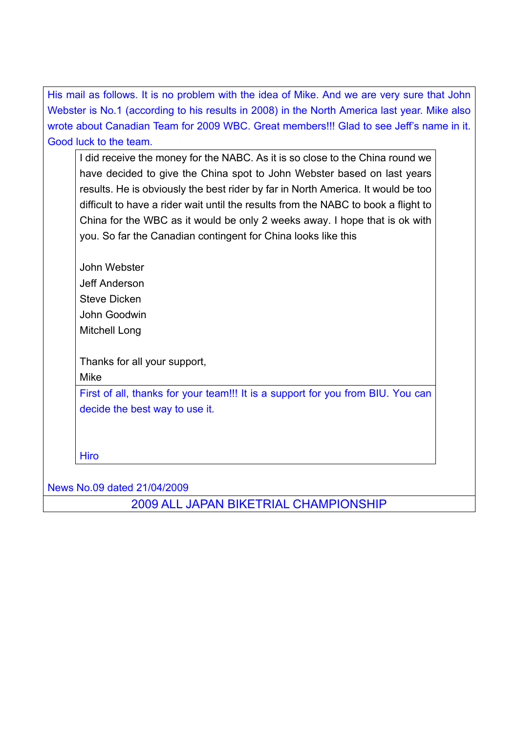His mail as follows. It is no problem with the idea of Mike. And we are very sure that John Webster is No.1 (according to his results in 2008) in the North America last year. Mike also wrote about Canadian Team for 2009 WBC. Great members!!! Glad to see Jeff's name in it. Good luck to the team.

> I did receive the money for the NABC. As it is so close to the China round we have decided to give the China spot to John Webster based on last years results. He is obviously the best rider by far in North America. It would be too difficult to have a rider wait until the results from the NABC to book a flight to China for the WBC as it would be only 2 weeks away. I hope that is ok with you. So far the Canadian contingent for China looks like this
>
> John Webster
> Jeff Anderson
> Steve Dicken
> John Goodwin
> Mitchell Long
>
> Thanks for all your support,
> Mike

> First of all, thanks for your team!!! It is a support for you from BIU. You can decide the best way to use it.
>
> Hiro

News No.09 dated 21/04/2009

## 2009 ALL JAPAN BIKETRIAL CHAMPIONSHIP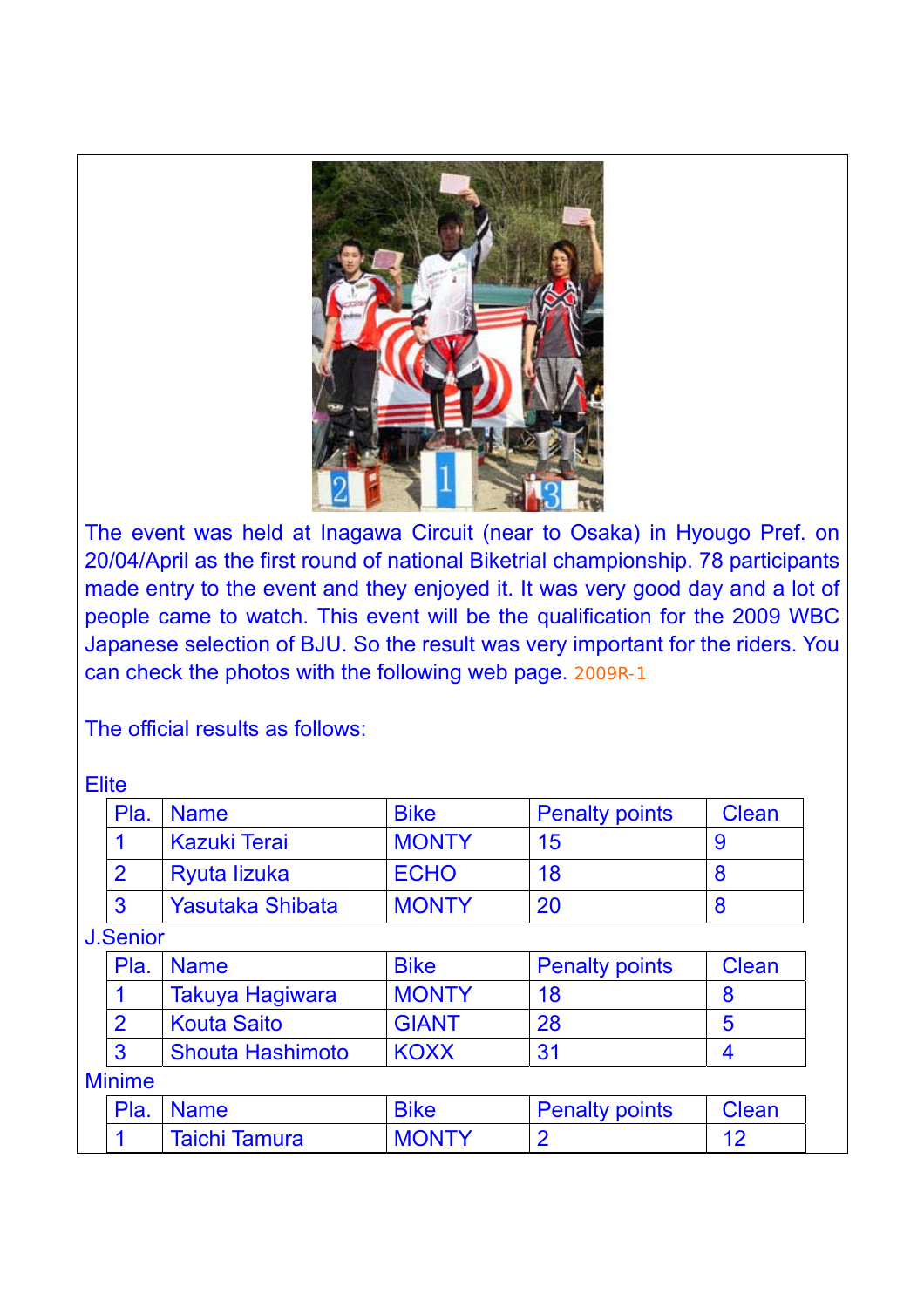The event was held at Inagawa Circuit (near to Osaka) in Hyougo Pref. on 20/04/April as the first round of national Biketrial championship. 78 participants made entry to the event and they enjoyed it. It was very good day and a lot of people came to watch. This event will be the qualification for the 2009 WBC Japanese selection of BJU. So the result was very important for the riders. You can check the photos with the following web page. 2009R-1

The official results as follows:

Elite

| Pla. | Name | Bike | Penalty points | Clean |
|---|---|---|---|---|
| 1 | Kazuki Terai | MONTY | 15 | 9 |
| 2 | Ryuta Iizuka | ECHO | 18 | 8 |
| 3 | Yasutaka Shibata | MONTY | 20 | 8 |

J.Senior

| Pla. | Name | Bike | Penalty points | Clean |
|---|---|---|---|---|
| 1 | Takuya Hagiwara | MONTY | 18 | 8 |
| 2 | Kouta Saito | GIANT | 28 | 5 |
| 3 | Shouta Hashimoto | KOXX | 31 | 4 |

Minime

| Pla. | Name | Bike | Penalty points | Clean |
|---|---|---|---|---|
| 1 | Taichi Tamura | MONTY | 2 | 12 |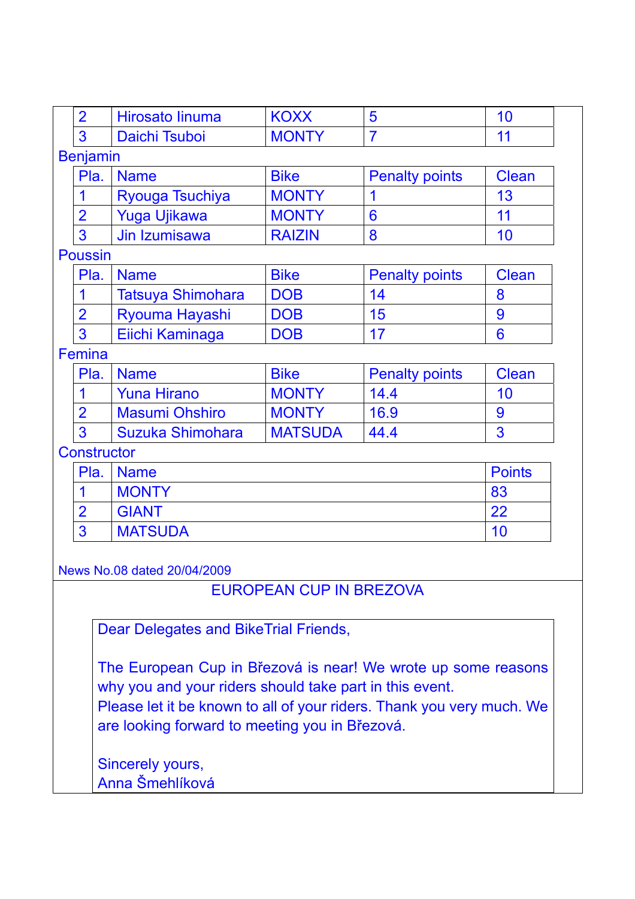| 2 | Hirosato Iinuma | KOXX | 5 | 10 |
|---|---|---|---|---|
| 3 | Daichi Tsuboi | MONTY | 7 | 11 |

Benjamin

| Pla. | Name | Bike | Penalty points | Clean |
|---|---|---|---|---|
| 1 | Ryouga Tsuchiya | MONTY | 1 | 13 |
| 2 | Yuga Ujikawa | MONTY | 6 | 11 |
| 3 | Jin Izumisawa | RAIZIN | 8 | 10 |

Poussin

| Pla. | Name | Bike | Penalty points | Clean |
|---|---|---|---|---|
| 1 | Tatsuya Shimohara | DOB | 14 | 8 |
| 2 | Ryouma Hayashi | DOB | 15 | 9 |
| 3 | Eiichi Kaminaga | DOB | 17 | 6 |

Femina

| Pla. | Name | Bike | Penalty points | Clean |
|---|---|---|---|---|
| 1 | Yuna Hirano | MONTY | 14.4 | 10 |
| 2 | Masumi Ohshiro | MONTY | 16.9 | 9 |
| 3 | Suzuka Shimohara | MATSUDA | 44.4 | 3 |

Constructor

| Pla. | Name | Points |
|---|---|---|
| 1 | MONTY | 83 |
| 2 | GIANT | 22 |
| 3 | MATSUDA | 10 |

News No.08 dated 20/04/2009

## EUROPEAN CUP IN BREZOVA

Dear Delegates and BikeTrial Friends,

The European Cup in Březová is near! We wrote up some reasons why you and your riders should take part in this event.
Please let it be known to all of your riders. Thank you very much. We are looking forward to meeting you in Březová.

Sincerely yours,
Anna Šmehlíková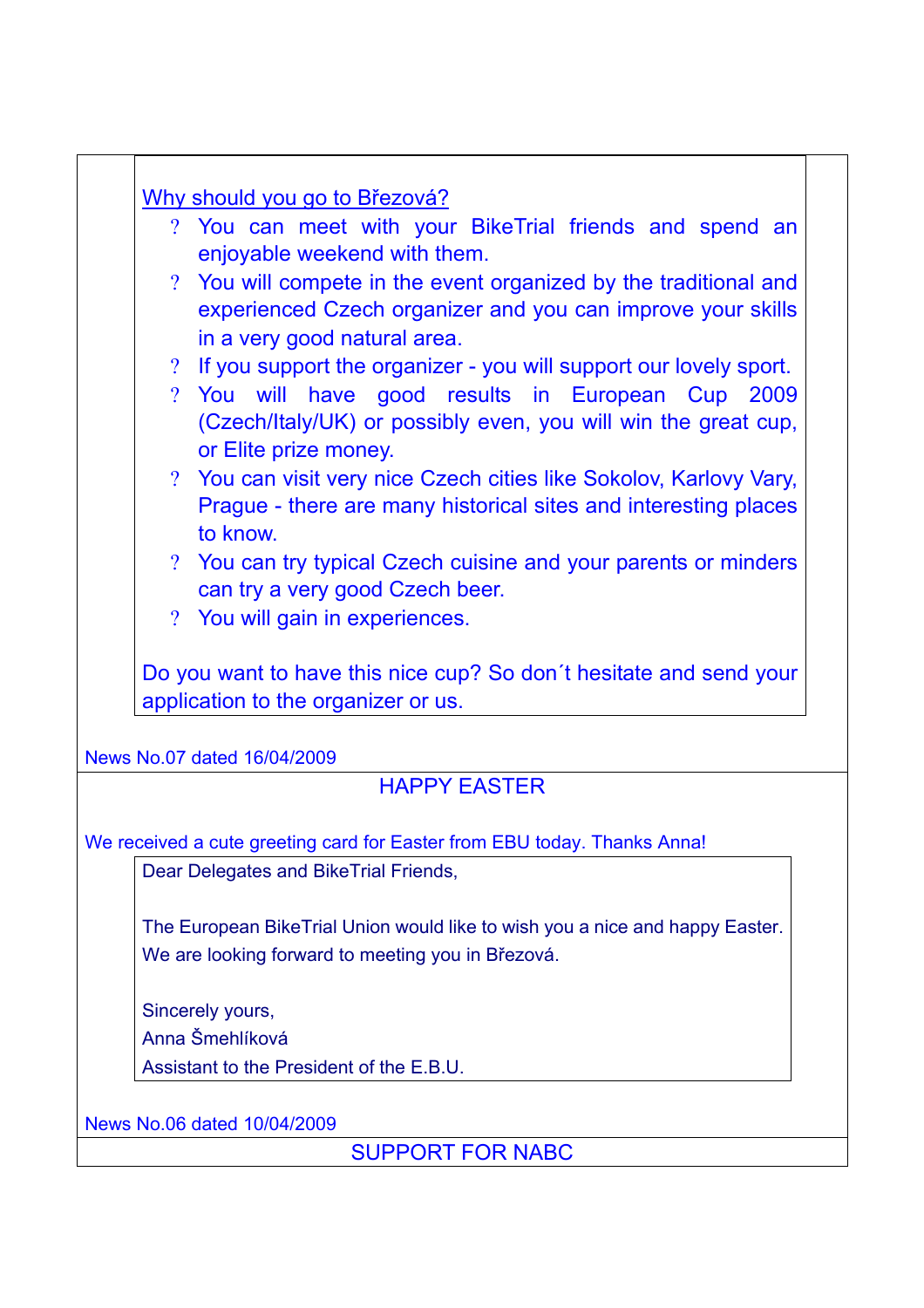Why should you go to Březová?

- You can meet with your BikeTrial friends and spend an enjoyable weekend with them.
- You will compete in the event organized by the traditional and experienced Czech organizer and you can improve your skills in a very good natural area.
- If you support the organizer - you will support our lovely sport.
- You will have good results in European Cup 2009 (Czech/Italy/UK) or possibly even, you will win the great cup, or Elite prize money.
- You can visit very nice Czech cities like Sokolov, Karlovy Vary, Prague - there are many historical sites and interesting places to know.
- You can try typical Czech cuisine and your parents or minders can try a very good Czech beer.
- You will gain in experiences.

Do you want to have this nice cup? So don´t hesitate and send your application to the organizer or us.

News No.07 dated 16/04/2009

## HAPPY EASTER

We received a cute greeting card for Easter from EBU today. Thanks Anna!

> Dear Delegates and BikeTrial Friends,
>
> The European BikeTrial Union would like to wish you a nice and happy Easter. We are looking forward to meeting you in Březová.
>
> Sincerely yours,
> Anna Šmehlíková
> Assistant to the President of the E.B.U.

News No.06 dated 10/04/2009

## SUPPORT FOR NABC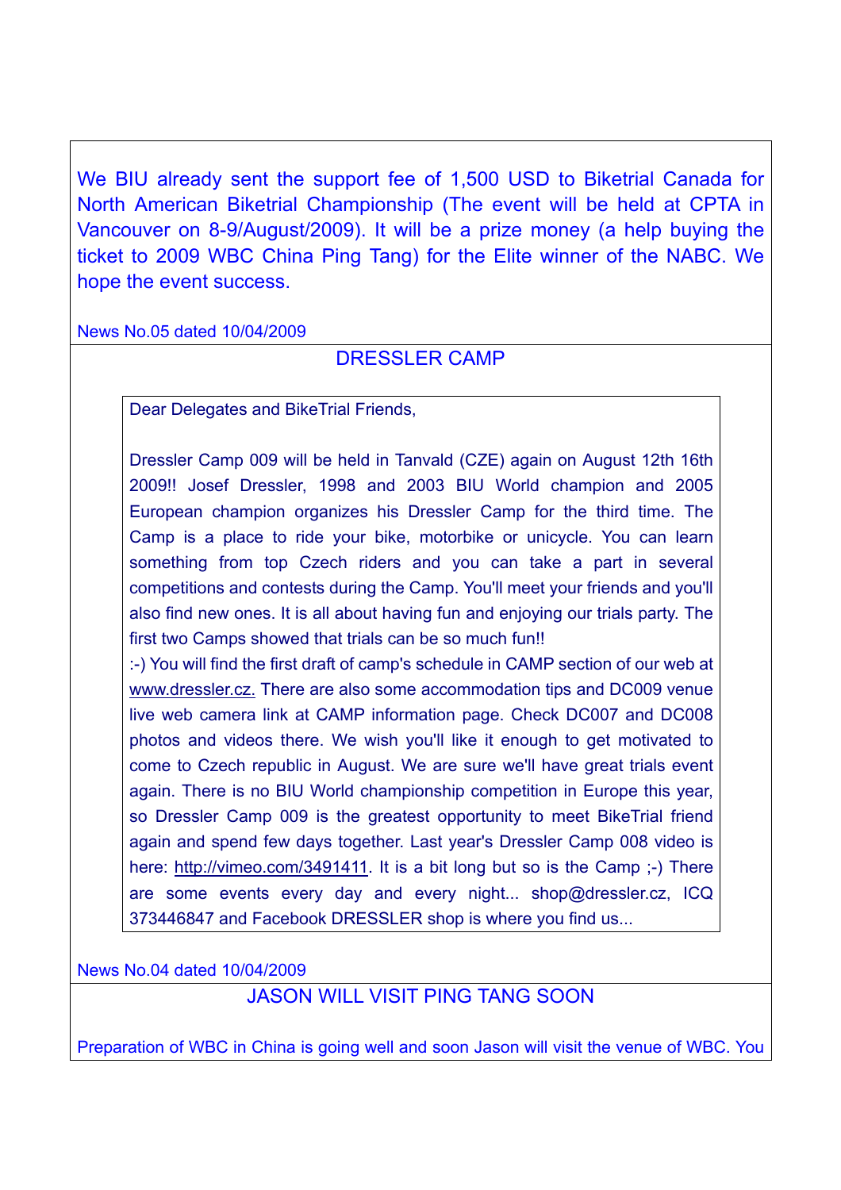We BIU already sent the support fee of 1,500 USD to Biketrial Canada for North American Biketrial Championship (The event will be held at CPTA in Vancouver on 8-9/August/2009). It will be a prize money (a help buying the ticket to 2009 WBC China Ping Tang) for the Elite winner of the NABC. We hope the event success.

News No.05 dated 10/04/2009

## DRESSLER CAMP

Dear Delegates and BikeTrial Friends,

Dressler Camp 009 will be held in Tanvald (CZE) again on August 12th 16th 2009!! Josef Dressler, 1998 and 2003 BIU World champion and 2005 European champion organizes his Dressler Camp for the third time. The Camp is a place to ride your bike, motorbike or unicycle. You can learn something from top Czech riders and you can take a part in several competitions and contests during the Camp. You'll meet your friends and you'll also find new ones. It is all about having fun and enjoying our trials party. The first two Camps showed that trials can be so much fun!!
:-) You will find the first draft of camp's schedule in CAMP section of our web at www.dressler.cz. There are also some accommodation tips and DC009 venue live web camera link at CAMP information page. Check DC007 and DC008 photos and videos there. We wish you'll like it enough to get motivated to come to Czech republic in August. We are sure we'll have great trials event again. There is no BIU World championship competition in Europe this year, so Dressler Camp 009 is the greatest opportunity to meet BikeTrial friend again and spend few days together. Last year's Dressler Camp 008 video is here: http://vimeo.com/3491411. It is a bit long but so is the Camp ;-) There are some events every day and every night... shop@dressler.cz, ICQ 373446847 and Facebook DRESSLER shop is where you find us...

News No.04 dated 10/04/2009

## JASON WILL VISIT PING TANG SOON

Preparation of WBC in China is going well and soon Jason will visit the venue of WBC. You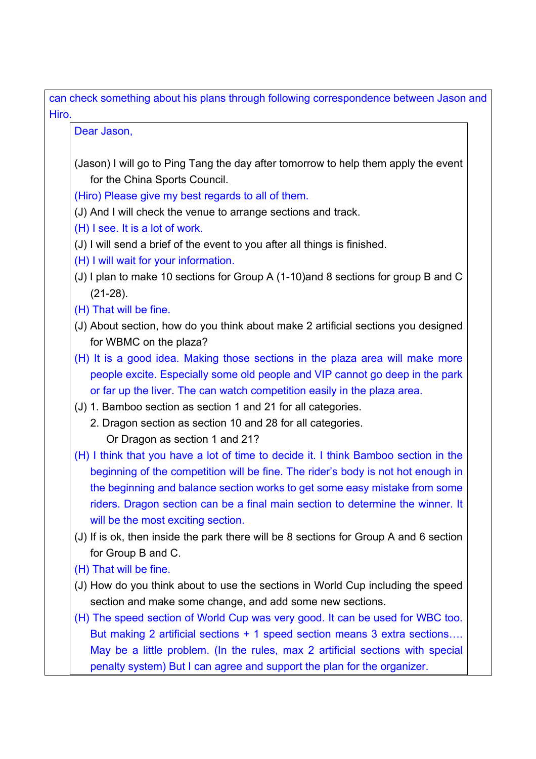can check something about his plans through following correspondence between Jason and Hiro.

Dear Jason,

(Jason) I will go to Ping Tang the day after tomorrow to help them apply the event for the China Sports Council.

(Hiro) Please give my best regards to all of them.

(J) And I will check the venue to arrange sections and track.

(H) I see. It is a lot of work.

(J) I will send a brief of the event to you after all things is finished.

(H) I will wait for your information.

(J) I plan to make 10 sections for Group A (1-10)and 8 sections for group B and C (21-28).

(H) That will be fine.

(J) About section, how do you think about make 2 artificial sections you designed for WBMC on the plaza?

(H) It is a good idea. Making those sections in the plaza area will make more people excite. Especially some old people and VIP cannot go deep in the park or far up the liver. The can watch competition easily in the plaza area.

(J) 1. Bamboo section as section 1 and 21 for all categories.
  2. Dragon section as section 10 and 28 for all categories.
    Or Dragon as section 1 and 21?

(H) I think that you have a lot of time to decide it. I think Bamboo section in the beginning of the competition will be fine. The rider's body is not hot enough in the beginning and balance section works to get some easy mistake from some riders. Dragon section can be a final main section to determine the winner. It will be the most exciting section.

(J) If is ok, then inside the park there will be 8 sections for Group A and 6 section for Group B and C.

(H) That will be fine.

(J) How do you think about to use the sections in World Cup including the speed section and make some change, and add some new sections.

(H) The speed section of World Cup was very good. It can be used for WBC too. But making 2 artificial sections + 1 speed section means 3 extra sections.... May be a little problem. (In the rules, max 2 artificial sections with special penalty system) But I can agree and support the plan for the organizer.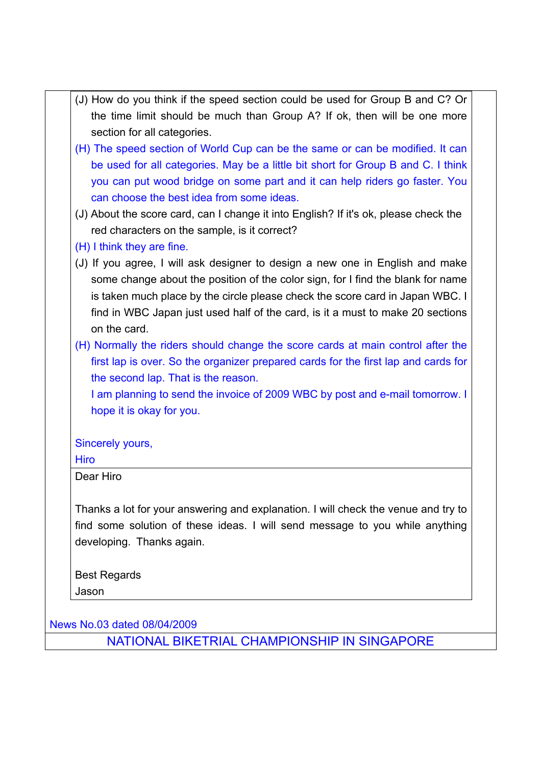(J) How do you think if the speed section could be used for Group B and C? Or the time limit should be much than Group A? If ok, then will be one more section for all categories.

(H) The speed section of World Cup can be the same or can be modified. It can be used for all categories. May be a little bit short for Group B and C. I think you can put wood bridge on some part and it can help riders go faster. You can choose the best idea from some ideas.

(J) About the score card, can I change it into English? If it's ok, please check the red characters on the sample, is it correct?

(H) I think they are fine.

(J) If you agree, I will ask designer to design a new one in English and make some change about the position of the color sign, for I find the blank for name is taken much place by the circle please check the score card in Japan WBC. I find in WBC Japan just used half of the card, is it a must to make 20 sections on the card.

(H) Normally the riders should change the score cards at main control after the first lap is over. So the organizer prepared cards for the first lap and cards for the second lap. That is the reason.

I am planning to send the invoice of 2009 WBC by post and e-mail tomorrow. I hope it is okay for you.

Sincerely yours,
Hiro

Dear Hiro

Thanks a lot for your answering and explanation. I will check the venue and try to find some solution of these ideas. I will send message to you while anything developing. Thanks again.

Best Regards
Jason

News No.03 dated 08/04/2009

NATIONAL BIKETRIAL CHAMPIONSHIP IN SINGAPORE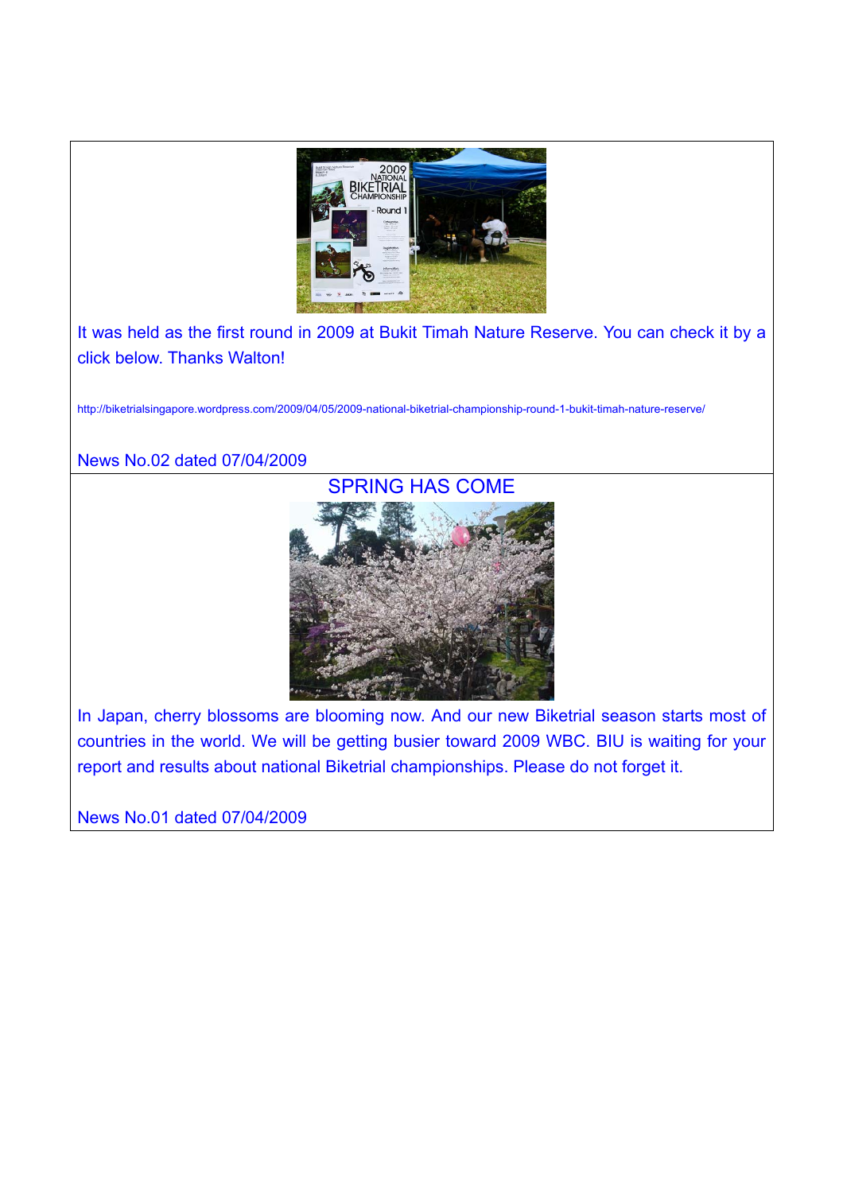It was held as the first round in 2009 at Bukit Timah Nature Reserve. You can check it by a click below. Thanks Walton!

http://biketrialsingapore.wordpress.com/2009/04/05/2009-national-biketrial-championship-round-1-bukit-timah-nature-reserve/

News No.02 dated 07/04/2009

## SPRING HAS COME

In Japan, cherry blossoms are blooming now. And our new Biketrial season starts most of countries in the world. We will be getting busier toward 2009 WBC. BIU is waiting for your report and results about national Biketrial championships. Please do not forget it.

News No.01 dated 07/04/2009